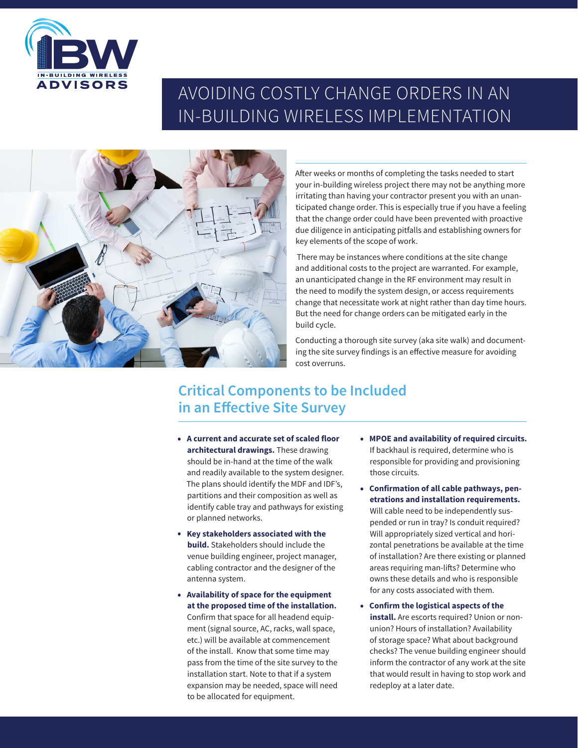IBW IN-BUILDING WIRELESS ADVISORS

# AVOIDING COSTLY CHANGE ORDERS IN AN IN-BUILDING WIRELESS IMPLEMENTATION

After weeks or months of completing the tasks needed to start your in-building wireless project there may not be anything more irritating than having your contractor present you with an unanticipated change order. This is especially true if you have a feeling that the change order could have been prevented with proactive due diligence in anticipating pitfalls and establishing owners for key elements of the scope of work.

There may be instances where conditions at the site change and additional costs to the project are warranted. For example, an unanticipated change in the RF environment may result in the need to modify the system design, or access requirements change that necessitate work at night rather than day time hours. But the need for change orders can be mitigated early in the build cycle.

Conducting a thorough site survey (aka site walk) and documenting the site survey findings is an effective measure for avoiding cost overruns.

## Critical Components to be Included in an Effective Site Survey

- **A current and accurate set of scaled floor architectural drawings.** These drawing should be in-hand at the time of the walk and readily available to the system designer. The plans should identify the MDF and IDF's, partitions and their composition as well as identify cable tray and pathways for existing or planned networks.
- **Key stakeholders associated with the build.** Stakeholders should include the venue building engineer, project manager, cabling contractor and the designer of the antenna system.
- **Availability of space for the equipment at the proposed time of the installation.** Confirm that space for all headend equipment (signal source, AC, racks, wall space, etc.) will be available at commencement of the install. Know that some time may pass from the time of the site survey to the installation start. Note to that if a system expansion may be needed, space will need to be allocated for equipment.
- **MPOE and availability of required circuits.** If backhaul is required, determine who is responsible for providing and provisioning those circuits.
- **Confirmation of all cable pathways, penetrations and installation requirements.** Will cable need to be independently suspended or run in tray? Is conduit required? Will appropriately sized vertical and horizontal penetrations be available at the time of installation? Are there existing or planned areas requiring man-lifts? Determine who owns these details and who is responsible for any costs associated with them.
- **Confirm the logistical aspects of the install.** Are escorts required? Union or non-union? Hours of installation? Availability of storage space? What about background checks? The venue building engineer should inform the contractor of any work at the site that would result in having to stop work and redeploy at a later date.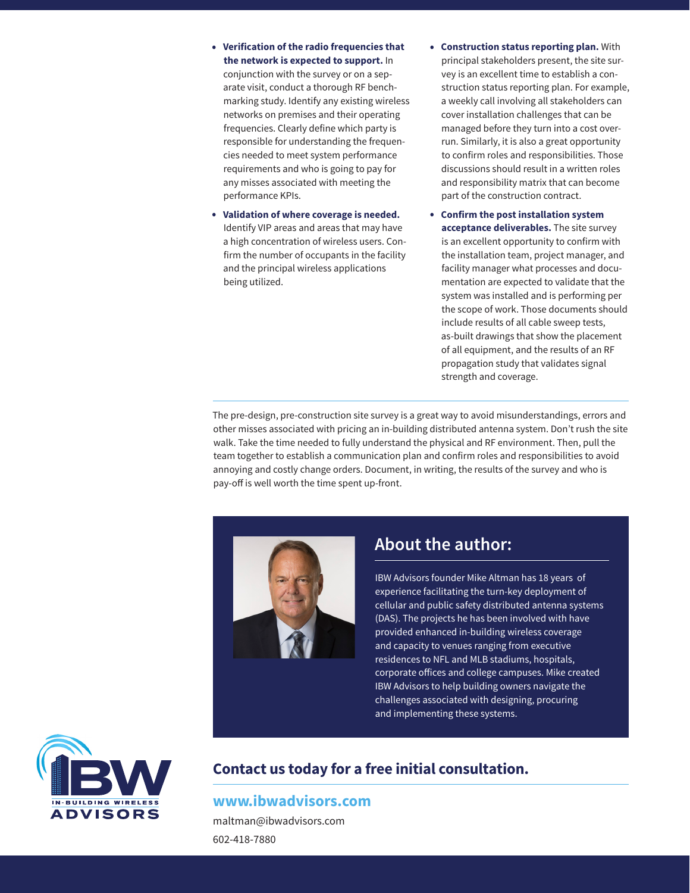- **Verification of the radio frequencies that the network is expected to support.** In conjunction with the survey or on a separate visit, conduct a thorough RF benchmarking study. Identify any existing wireless networks on premises and their operating frequencies. Clearly define which party is responsible for understanding the frequencies needed to meet system performance requirements and who is going to pay for any misses associated with meeting the performance KPIs.
- **Validation of where coverage is needed.** Identify VIP areas and areas that may have a high concentration of wireless users. Confirm the number of occupants in the facility and the principal wireless applications being utilized.
- **Construction status reporting plan.** With principal stakeholders present, the site survey is an excellent time to establish a construction status reporting plan. For example, a weekly call involving all stakeholders can cover installation challenges that can be managed before they turn into a cost overrun. Similarly, it is also a great opportunity to confirm roles and responsibilities. Those discussions should result in a written roles and responsibility matrix that can become part of the construction contract.
- **Confirm the post installation system acceptance deliverables.** The site survey is an excellent opportunity to confirm with the installation team, project manager, and facility manager what processes and documentation are expected to validate that the system was installed and is performing per the scope of work. Those documents should include results of all cable sweep tests, as-built drawings that show the placement of all equipment, and the results of an RF propagation study that validates signal strength and coverage.

---

The pre-design, pre-construction site survey is a great way to avoid misunderstandings, errors and other misses associated with pricing an in-building distributed antenna system. Don't rush the site walk. Take the time needed to fully understand the physical and RF environment. Then, pull the team together to establish a communication plan and confirm roles and responsibilities to avoid annoying and costly change orders. Document, in writing, the results of the survey and who is pay-off is well worth the time spent up-front.

## About the author:

IBW Advisors founder Mike Altman has 18 years of experience facilitating the turn-key deployment of cellular and public safety distributed antenna systems (DAS). The projects he has been involved with have provided enhanced in-building wireless coverage and capacity to venues ranging from executive residences to NFL and MLB stadiums, hospitals, corporate offices and college campuses. Mike created IBW Advisors to help building owners navigate the challenges associated with designing, procuring and implementing these systems.

IBW IN-BUILDING WIRELESS ADVISORS

## Contact us today for a free initial consultation.

**www.ibwadvisors.com**

maltman@ibwadvisors.com

602-418-7880